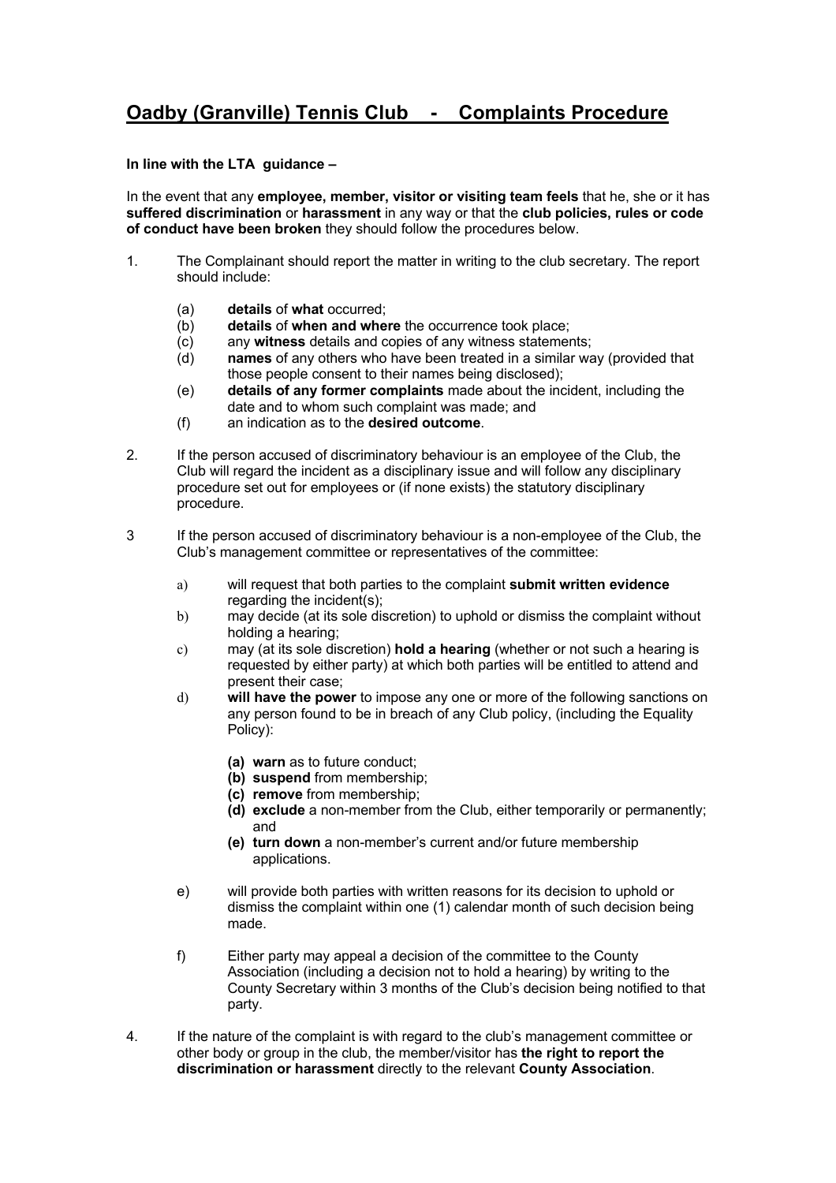# Oadby (Granville) Tennis Club - Complaints Procedure

**In line with the LTA guidance –**

In the event that any **employee, member, visitor or visiting team feels** that he, she or it has **suffered discrimination** or **harassment** in any way or that the **club policies, rules or code of conduct have been broken** they should follow the procedures below.

1. The Complainant should report the matter in writing to the club secretary. The report should include:

   (a) **details** of **what** occurred;
   (b) **details** of **when and where** the occurrence took place;
   (c) any **witness** details and copies of any witness statements;
   (d) **names** of any others who have been treated in a similar way (provided that those people consent to their names being disclosed);
   (e) **details of any former complaints** made about the incident, including the date and to whom such complaint was made; and
   (f) an indication as to the **desired outcome**.

2. If the person accused of discriminatory behaviour is an employee of the Club, the Club will regard the incident as a disciplinary issue and will follow any disciplinary procedure set out for employees or (if none exists) the statutory disciplinary procedure.

3 If the person accused of discriminatory behaviour is a non-employee of the Club, the Club's management committee or representatives of the committee:

   a) will request that both parties to the complaint **submit written evidence** regarding the incident(s);
   b) may decide (at its sole discretion) to uphold or dismiss the complaint without holding a hearing;
   c) may (at its sole discretion) **hold a hearing** (whether or not such a hearing is requested by either party) at which both parties will be entitled to attend and present their case;
   d) **will have the power** to impose any one or more of the following sanctions on any person found to be in breach of any Club policy, (including the Equality Policy):

      **(a) warn** as to future conduct;
      **(b) suspend** from membership;
      **(c) remove** from membership;
      **(d) exclude** a non-member from the Club, either temporarily or permanently; and
      **(e) turn down** a non-member's current and/or future membership applications.

   e) will provide both parties with written reasons for its decision to uphold or dismiss the complaint within one (1) calendar month of such decision being made.

   f) Either party may appeal a decision of the committee to the County Association (including a decision not to hold a hearing) by writing to the County Secretary within 3 months of the Club's decision being notified to that party.

4. If the nature of the complaint is with regard to the club's management committee or other body or group in the club, the member/visitor has **the right to report the discrimination or harassment** directly to the relevant **County Association**.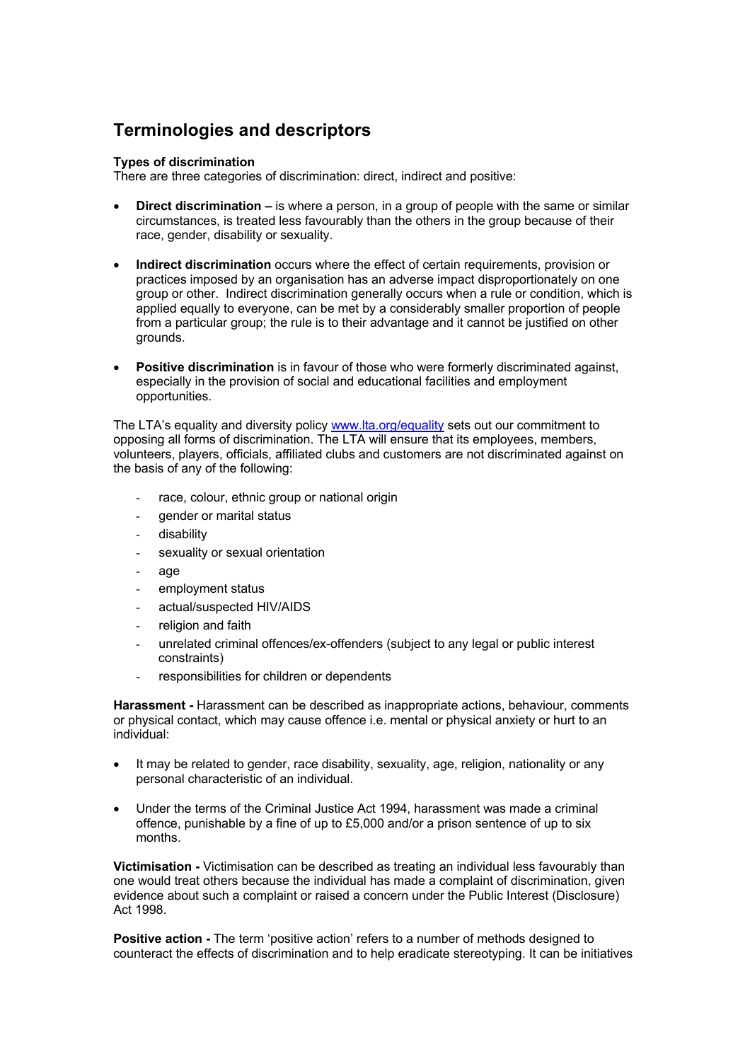## Terminologies and descriptors

**Types of discrimination**
There are three categories of discrimination: direct, indirect and positive:

- **Direct discrimination –** is where a person, in a group of people with the same or similar circumstances, is treated less favourably than the others in the group because of their race, gender, disability or sexuality.

- **Indirect discrimination** occurs where the effect of certain requirements, provision or practices imposed by an organisation has an adverse impact disproportionately on one group or other. Indirect discrimination generally occurs when a rule or condition, which is applied equally to everyone, can be met by a considerably smaller proportion of people from a particular group; the rule is to their advantage and it cannot be justified on other grounds.

- **Positive discrimination** is in favour of those who were formerly discriminated against, especially in the provision of social and educational facilities and employment opportunities.

The LTA's equality and diversity policy www.lta.org/equality sets out our commitment to opposing all forms of discrimination. The LTA will ensure that its employees, members, volunteers, players, officials, affiliated clubs and customers are not discriminated against on the basis of any of the following:

- race, colour, ethnic group or national origin
- gender or marital status
- disability
- sexuality or sexual orientation
- age
- employment status
- actual/suspected HIV/AIDS
- religion and faith
- unrelated criminal offences/ex-offenders (subject to any legal or public interest constraints)
- responsibilities for children or dependents

**Harassment -** Harassment can be described as inappropriate actions, behaviour, comments or physical contact, which may cause offence i.e. mental or physical anxiety or hurt to an individual:

- It may be related to gender, race disability, sexuality, age, religion, nationality or any personal characteristic of an individual.

- Under the terms of the Criminal Justice Act 1994, harassment was made a criminal offence, punishable by a fine of up to £5,000 and/or a prison sentence of up to six months.

**Victimisation -** Victimisation can be described as treating an individual less favourably than one would treat others because the individual has made a complaint of discrimination, given evidence about such a complaint or raised a concern under the Public Interest (Disclosure) Act 1998.

**Positive action -** The term 'positive action' refers to a number of methods designed to counteract the effects of discrimination and to help eradicate stereotyping. It can be initiatives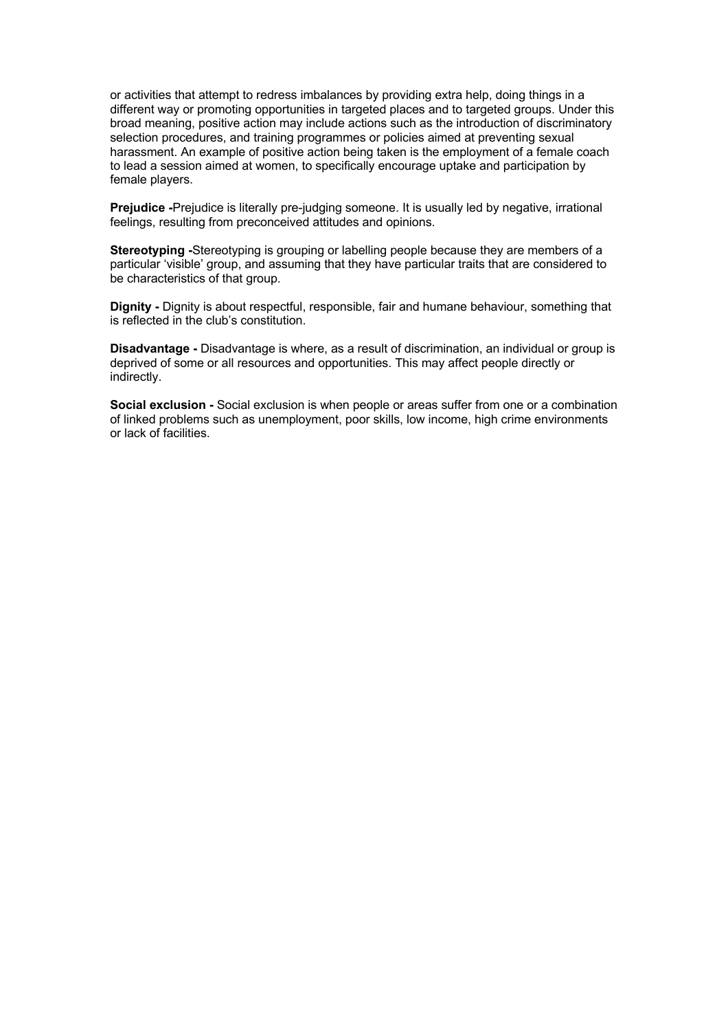or activities that attempt to redress imbalances by providing extra help, doing things in a different way or promoting opportunities in targeted places and to targeted groups. Under this broad meaning, positive action may include actions such as the introduction of discriminatory selection procedures, and training programmes or policies aimed at preventing sexual harassment. An example of positive action being taken is the employment of a female coach to lead a session aimed at women, to specifically encourage uptake and participation by female players.

**Prejudice -**Prejudice is literally pre-judging someone. It is usually led by negative, irrational feelings, resulting from preconceived attitudes and opinions.

**Stereotyping -**Stereotyping is grouping or labelling people because they are members of a particular 'visible' group, and assuming that they have particular traits that are considered to be characteristics of that group.

**Dignity -** Dignity is about respectful, responsible, fair and humane behaviour, something that is reflected in the club's constitution.

**Disadvantage -** Disadvantage is where, as a result of discrimination, an individual or group is deprived of some or all resources and opportunities. This may affect people directly or indirectly.

**Social exclusion -** Social exclusion is when people or areas suffer from one or a combination of linked problems such as unemployment, poor skills, low income, high crime environments or lack of facilities.